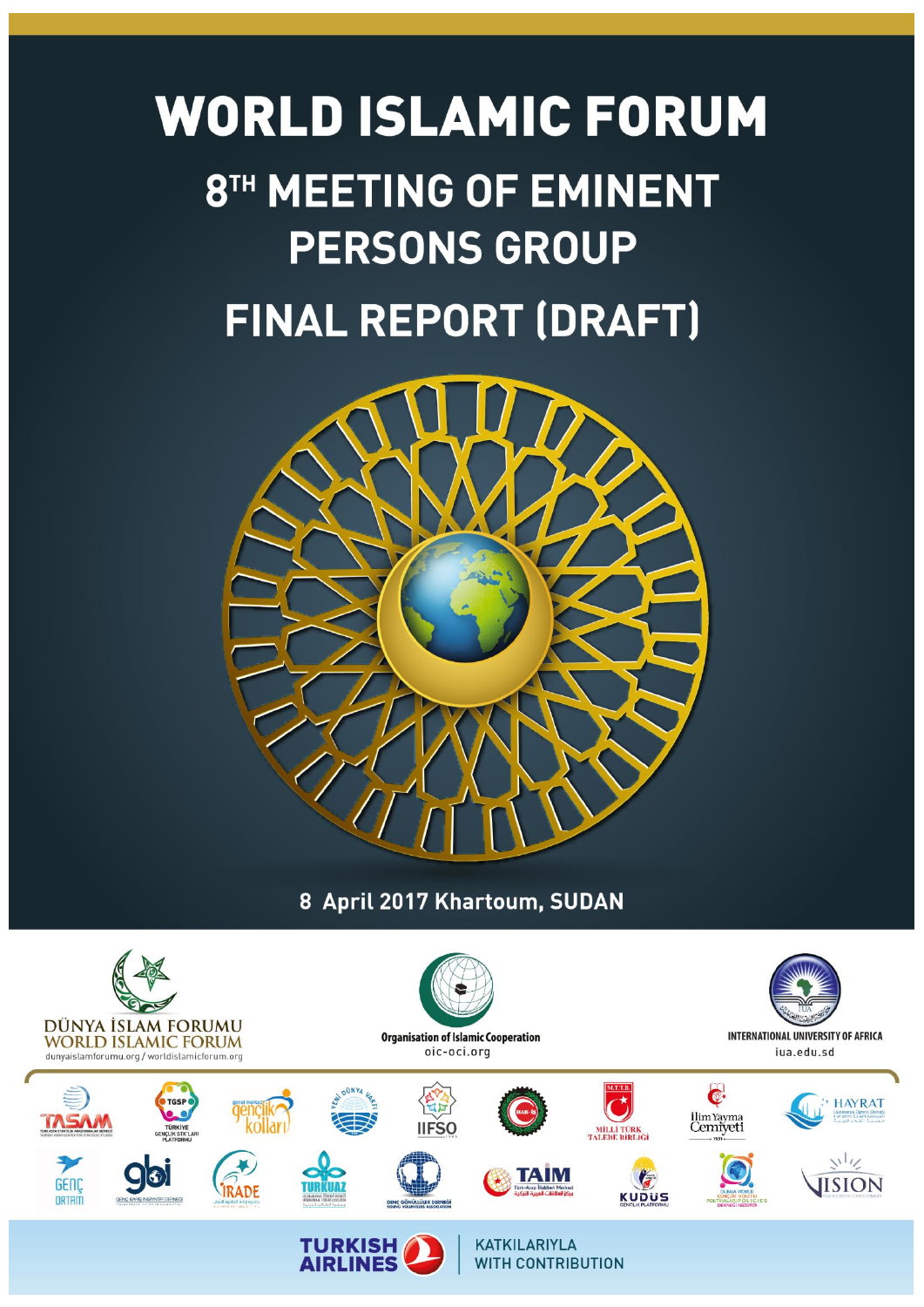# WORLD ISLAMIC FORUM

## 8TH MEETING OF EMINENT PERSONS GROUP

## FINAL REPORT (DRAFT)

8 April 2017 Khartoum, SUDAN

DÜNYA İSLAM FORUMU
WORLD ISLAMIC FORUM
dunyaislamforumu.org / worldislamicforum.org

Organisation of Islamic Cooperation
oic-oci.org

INTERNATIONAL UNIVERSITY OF AFRICA
iua.edu.sd

TURKISH AIRLINES | KATKILARIYLA WITH CONTRIBUTION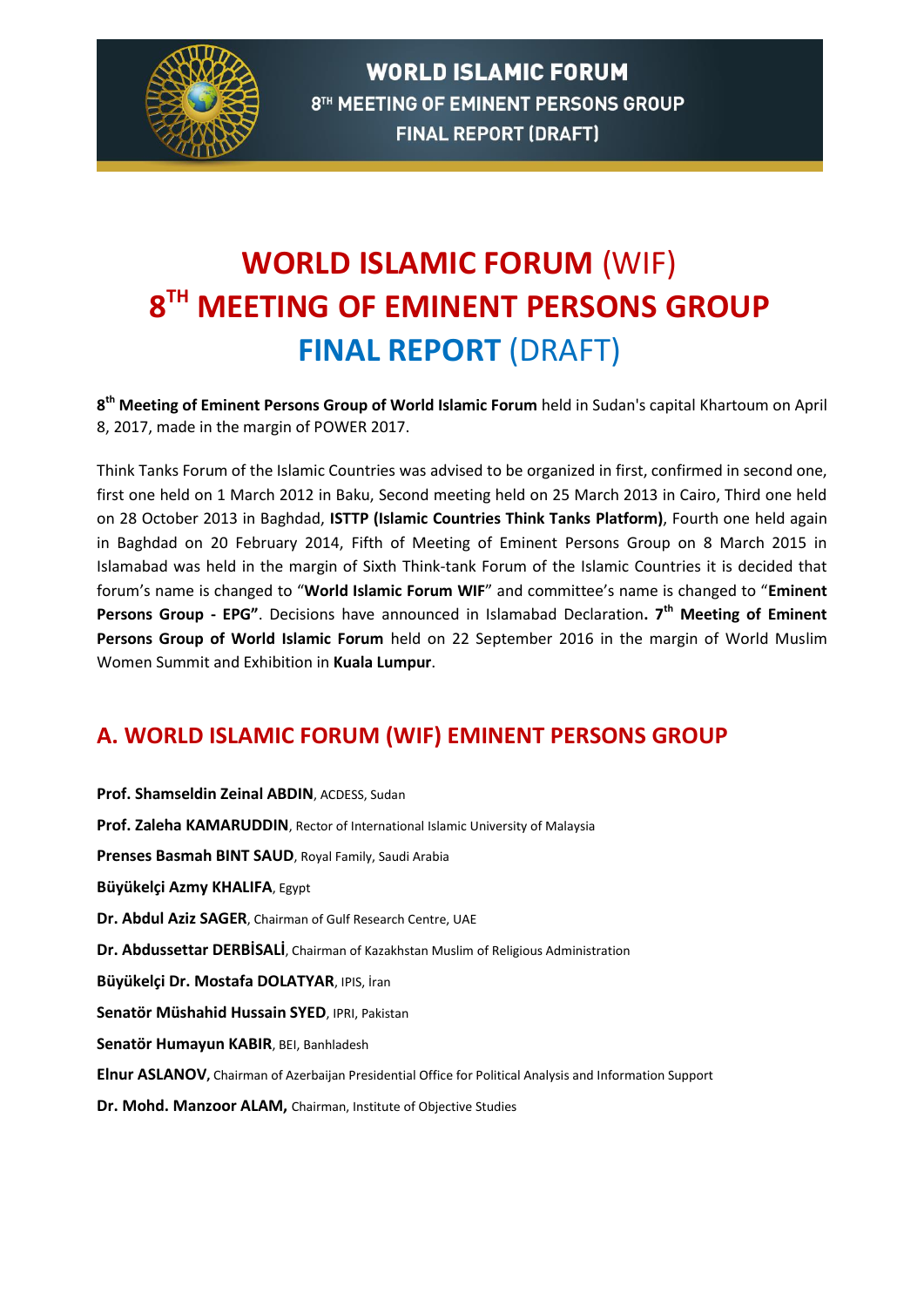# WORLD ISLAMIC FORUM (WIF)
# 8TH MEETING OF EMINENT PERSONS GROUP
# FINAL REPORT (DRAFT)

**8th Meeting of Eminent Persons Group of World Islamic Forum** held in Sudan's capital Khartoum on April 8, 2017, made in the margin of POWER 2017.

Think Tanks Forum of the Islamic Countries was advised to be organized in first, confirmed in second one, first one held on 1 March 2012 in Baku, Second meeting held on 25 March 2013 in Cairo, Third one held on 28 October 2013 in Baghdad, **ISTTP (Islamic Countries Think Tanks Platform)**, Fourth one held again in Baghdad on 20 February 2014, Fifth of Meeting of Eminent Persons Group on 8 March 2015 in Islamabad was held in the margin of Sixth Think-tank Forum of the Islamic Countries it is decided that forum's name is changed to "**World Islamic Forum WIF**" and committee's name is changed to "**Eminent Persons Group - EPG"**. Decisions have announced in Islamabad Declaration**. 7th Meeting of Eminent Persons Group of World Islamic Forum** held on 22 September 2016 in the margin of World Muslim Women Summit and Exhibition in **Kuala Lumpur**.

## A. WORLD ISLAMIC FORUM (WIF) EMINENT PERSONS GROUP

**Prof. Shamseldin Zeinal ABDIN**, ACDESS, Sudan

**Prof. Zaleha KAMARUDDIN**, Rector of International Islamic University of Malaysia

**Prenses Basmah BINT SAUD**, Royal Family, Saudi Arabia

**Büyükelçi Azmy KHALIFA**, Egypt

**Dr. Abdul Aziz SAGER**, Chairman of Gulf Research Centre, UAE

**Dr. Abdussettar DERBİSALİ**, Chairman of Kazakhstan Muslim of Religious Administration

**Büyükelçi Dr. Mostafa DOLATYAR**, IPIS, İran

**Senatör Müshahid Hussain SYED**, IPRI, Pakistan

**Senatör Humayun KABIR**, BEI, Banhladesh

**Elnur ASLANOV,** Chairman of Azerbaijan Presidential Office for Political Analysis and Information Support

**Dr. Mohd. Manzoor ALAM,** Chairman, Institute of Objective Studies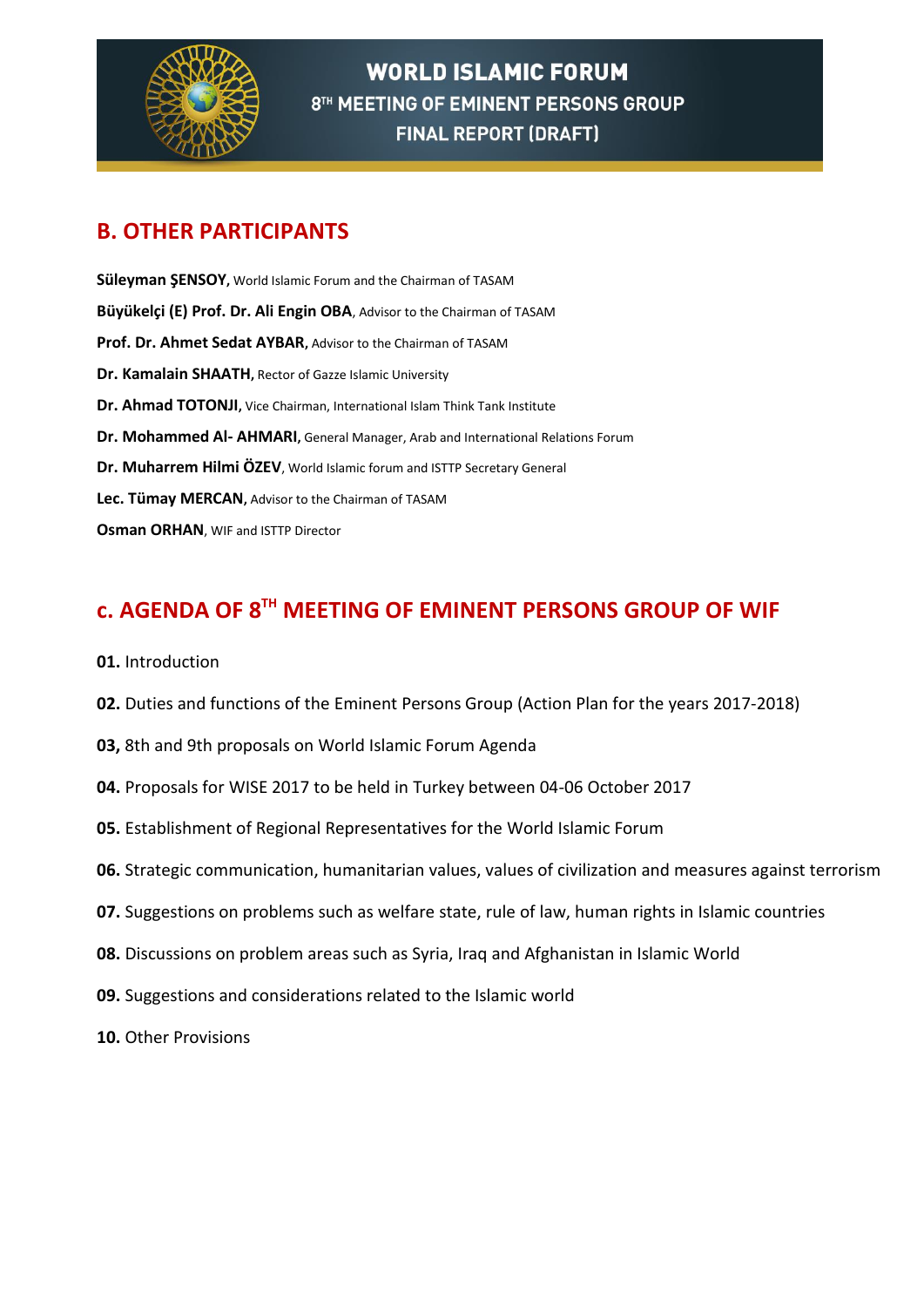## B. OTHER PARTICIPANTS

**Süleyman ŞENSOY,** World Islamic Forum and the Chairman of TASAM

**Büyükelçi (E) Prof. Dr. Ali Engin OBA**, Advisor to the Chairman of TASAM

**Prof. Dr. Ahmet Sedat AYBAR,** Advisor to the Chairman of TASAM

**Dr. Kamalain SHAATH,** Rector of Gazze Islamic University

**Dr. Ahmad TOTONJI**, Vice Chairman, International Islam Think Tank Institute

**Dr. Mohammed Al- AHMARI,** General Manager, Arab and International Relations Forum

**Dr. Muharrem Hilmi ÖZEV**, World Islamic forum and ISTTP Secretary General

**Lec. Tümay MERCAN,** Advisor to the Chairman of TASAM

**Osman ORHAN**, WIF and ISTTP Director

## c. AGENDA OF 8TH MEETING OF EMINENT PERSONS GROUP OF WIF

**01.** Introduction

**02.** Duties and functions of the Eminent Persons Group (Action Plan for the years 2017-2018)

**03,** 8th and 9th proposals on World Islamic Forum Agenda

**04.** Proposals for WISE 2017 to be held in Turkey between 04-06 October 2017

**05.** Establishment of Regional Representatives for the World Islamic Forum

**06.** Strategic communication, humanitarian values, values of civilization and measures against terrorism

**07.** Suggestions on problems such as welfare state, rule of law, human rights in Islamic countries

**08.** Discussions on problem areas such as Syria, Iraq and Afghanistan in Islamic World

**09.** Suggestions and considerations related to the Islamic world

**10.** Other Provisions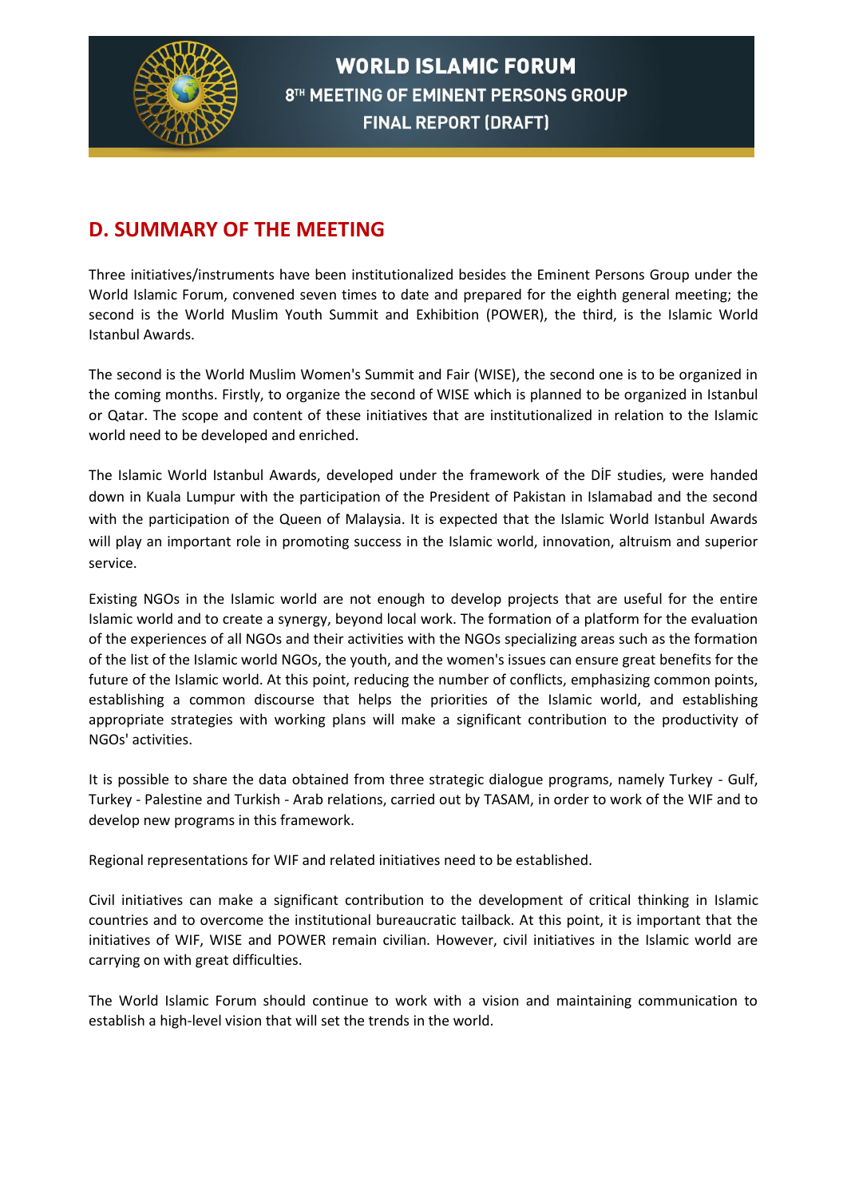## D. SUMMARY OF THE MEETING

Three initiatives/instruments have been institutionalized besides the Eminent Persons Group under the World Islamic Forum, convened seven times to date and prepared for the eighth general meeting; the second is the World Muslim Youth Summit and Exhibition (POWER), the third, is the Islamic World Istanbul Awards.

The second is the World Muslim Women's Summit and Fair (WISE), the second one is to be organized in the coming months. Firstly, to organize the second of WISE which is planned to be organized in Istanbul or Qatar. The scope and content of these initiatives that are institutionalized in relation to the Islamic world need to be developed and enriched.

The Islamic World Istanbul Awards, developed under the framework of the DİF studies, were handed down in Kuala Lumpur with the participation of the President of Pakistan in Islamabad and the second with the participation of the Queen of Malaysia. It is expected that the Islamic World Istanbul Awards will play an important role in promoting success in the Islamic world, innovation, altruism and superior service.

Existing NGOs in the Islamic world are not enough to develop projects that are useful for the entire Islamic world and to create a synergy, beyond local work. The formation of a platform for the evaluation of the experiences of all NGOs and their activities with the NGOs specializing areas such as the formation of the list of the Islamic world NGOs, the youth, and the women's issues can ensure great benefits for the future of the Islamic world. At this point, reducing the number of conflicts, emphasizing common points, establishing a common discourse that helps the priorities of the Islamic world, and establishing appropriate strategies with working plans will make a significant contribution to the productivity of NGOs' activities.

It is possible to share the data obtained from three strategic dialogue programs, namely Turkey - Gulf, Turkey - Palestine and Turkish - Arab relations, carried out by TASAM, in order to work of the WIF and to develop new programs in this framework.

Regional representations for WIF and related initiatives need to be established.

Civil initiatives can make a significant contribution to the development of critical thinking in Islamic countries and to overcome the institutional bureaucratic tailback. At this point, it is important that the initiatives of WIF, WISE and POWER remain civilian. However, civil initiatives in the Islamic world are carrying on with great difficulties.

The World Islamic Forum should continue to work with a vision and maintaining communication to establish a high-level vision that will set the trends in the world.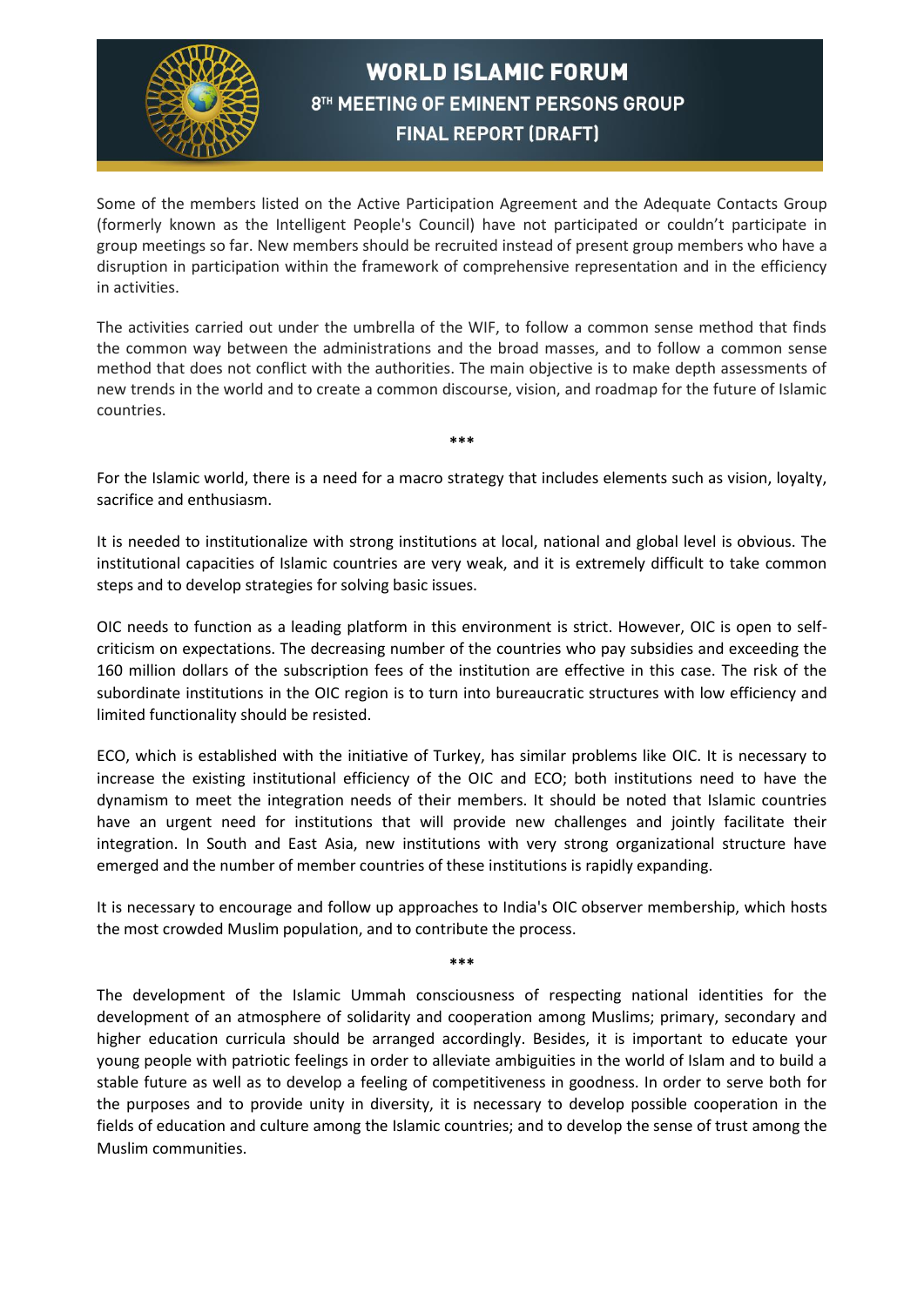Some of the members listed on the Active Participation Agreement and the Adequate Contacts Group (formerly known as the Intelligent People's Council) have not participated or couldn't participate in group meetings so far. New members should be recruited instead of present group members who have a disruption in participation within the framework of comprehensive representation and in the efficiency in activities.

The activities carried out under the umbrella of the WIF, to follow a common sense method that finds the common way between the administrations and the broad masses, and to follow a common sense method that does not conflict with the authorities. The main objective is to make depth assessments of new trends in the world and to create a common discourse, vision, and roadmap for the future of Islamic countries.

***

For the Islamic world, there is a need for a macro strategy that includes elements such as vision, loyalty, sacrifice and enthusiasm.

It is needed to institutionalize with strong institutions at local, national and global level is obvious. The institutional capacities of Islamic countries are very weak, and it is extremely difficult to take common steps and to develop strategies for solving basic issues.

OIC needs to function as a leading platform in this environment is strict. However, OIC is open to self-criticism on expectations. The decreasing number of the countries who pay subsidies and exceeding the 160 million dollars of the subscription fees of the institution are effective in this case. The risk of the subordinate institutions in the OIC region is to turn into bureaucratic structures with low efficiency and limited functionality should be resisted.

ECO, which is established with the initiative of Turkey, has similar problems like OIC. It is necessary to increase the existing institutional efficiency of the OIC and ECO; both institutions need to have the dynamism to meet the integration needs of their members. It should be noted that Islamic countries have an urgent need for institutions that will provide new challenges and jointly facilitate their integration. In South and East Asia, new institutions with very strong organizational structure have emerged and the number of member countries of these institutions is rapidly expanding.

It is necessary to encourage and follow up approaches to India's OIC observer membership, which hosts the most crowded Muslim population, and to contribute the process.

***

The development of the Islamic Ummah consciousness of respecting national identities for the development of an atmosphere of solidarity and cooperation among Muslims; primary, secondary and higher education curricula should be arranged accordingly. Besides, it is important to educate your young people with patriotic feelings in order to alleviate ambiguities in the world of Islam and to build a stable future as well as to develop a feeling of competitiveness in goodness. In order to serve both for the purposes and to provide unity in diversity, it is necessary to develop possible cooperation in the fields of education and culture among the Islamic countries; and to develop the sense of trust among the Muslim communities.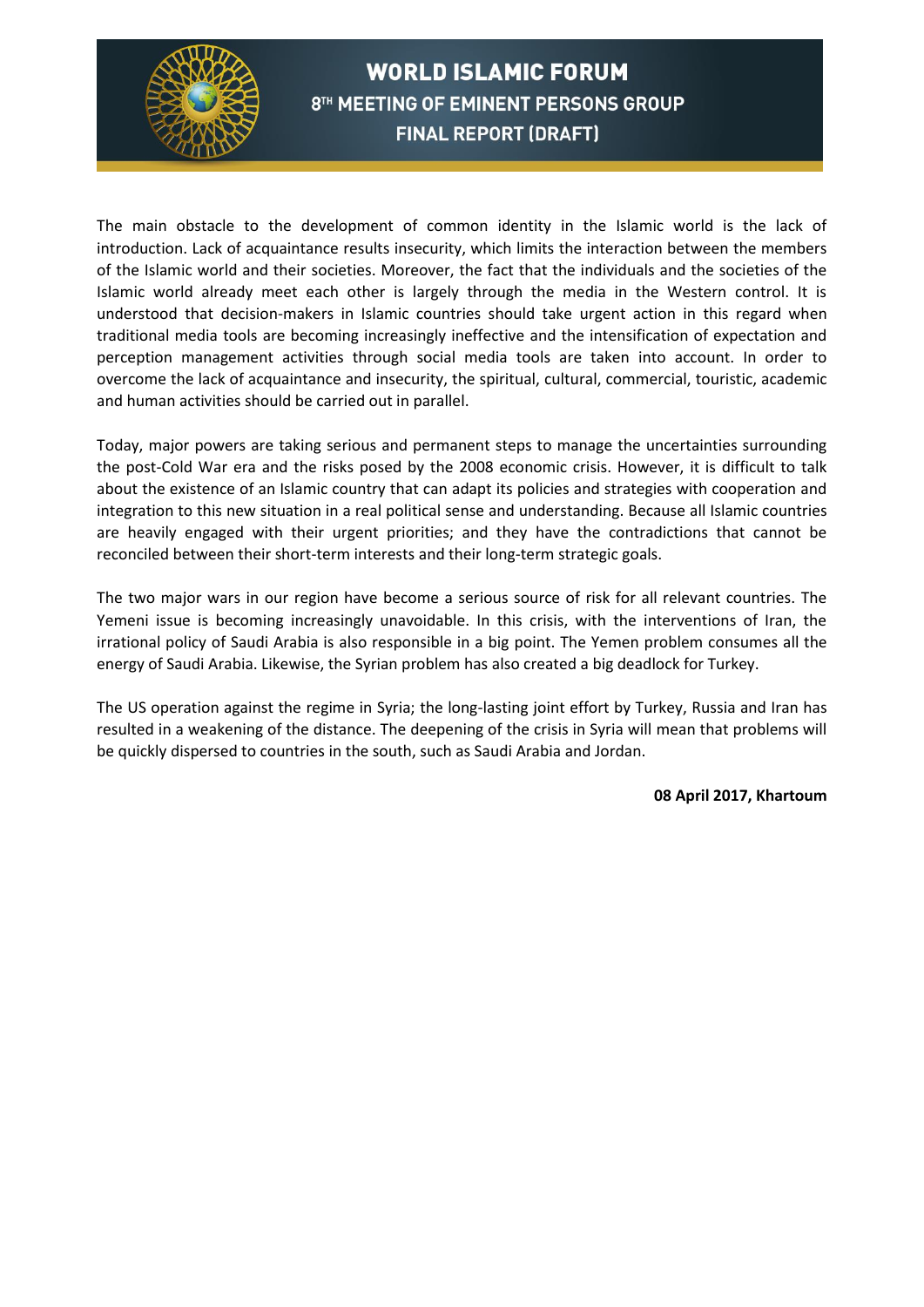The main obstacle to the development of common identity in the Islamic world is the lack of introduction. Lack of acquaintance results insecurity, which limits the interaction between the members of the Islamic world and their societies. Moreover, the fact that the individuals and the societies of the Islamic world already meet each other is largely through the media in the Western control. It is understood that decision-makers in Islamic countries should take urgent action in this regard when traditional media tools are becoming increasingly ineffective and the intensification of expectation and perception management activities through social media tools are taken into account. In order to overcome the lack of acquaintance and insecurity, the spiritual, cultural, commercial, touristic, academic and human activities should be carried out in parallel.

Today, major powers are taking serious and permanent steps to manage the uncertainties surrounding the post-Cold War era and the risks posed by the 2008 economic crisis. However, it is difficult to talk about the existence of an Islamic country that can adapt its policies and strategies with cooperation and integration to this new situation in a real political sense and understanding. Because all Islamic countries are heavily engaged with their urgent priorities; and they have the contradictions that cannot be reconciled between their short-term interests and their long-term strategic goals.

The two major wars in our region have become a serious source of risk for all relevant countries. The Yemeni issue is becoming increasingly unavoidable. In this crisis, with the interventions of Iran, the irrational policy of Saudi Arabia is also responsible in a big point. The Yemen problem consumes all the energy of Saudi Arabia. Likewise, the Syrian problem has also created a big deadlock for Turkey.

The US operation against the regime in Syria; the long-lasting joint effort by Turkey, Russia and Iran has resulted in a weakening of the distance. The deepening of the crisis in Syria will mean that problems will be quickly dispersed to countries in the south, such as Saudi Arabia and Jordan.

**08 April 2017, Khartoum**